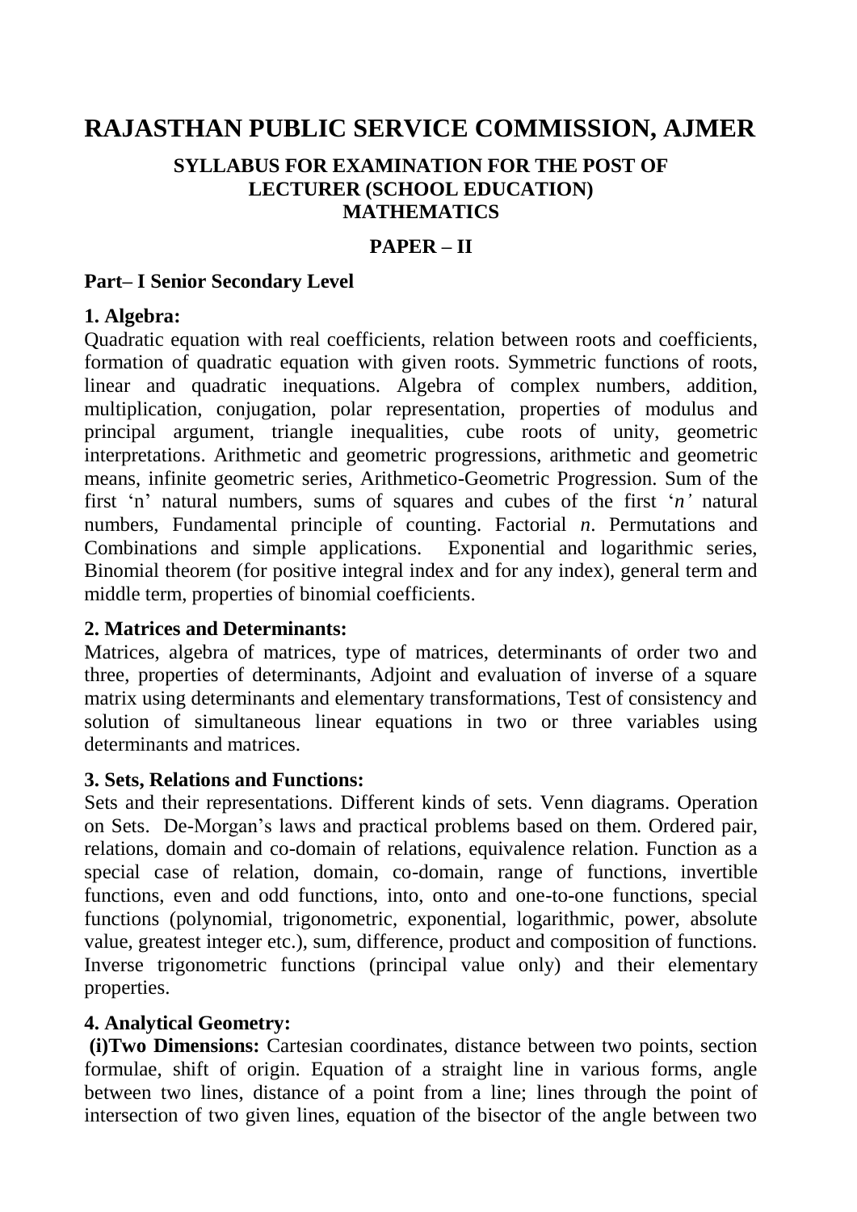# RAJASTHAN PUBLIC SERVICE COMMISSION, AJMER

### SYLLABUS FOR EXAMINATION FOR THE POST OF LECTURER (SCHOOL EDUCATION) MATHEMATICS

### PAPER – II

**Part– I Senior Secondary Level**

**1. Algebra:**

Quadratic equation with real coefficients, relation between roots and coefficients, formation of quadratic equation with given roots. Symmetric functions of roots, linear and quadratic inequations. Algebra of complex numbers, addition, multiplication, conjugation, polar representation, properties of modulus and principal argument, triangle inequalities, cube roots of unity, geometric interpretations. Arithmetic and geometric progressions, arithmetic and geometric means, infinite geometric series, Arithmetico-Geometric Progression. Sum of the first 'n' natural numbers, sums of squares and cubes of the first '$n$' natural numbers, Fundamental principle of counting. Factorial $n$. Permutations and Combinations and simple applications. Exponential and logarithmic series, Binomial theorem (for positive integral index and for any index), general term and middle term, properties of binomial coefficients.

**2. Matrices and Determinants:**

Matrices, algebra of matrices, type of matrices, determinants of order two and three, properties of determinants, Adjoint and evaluation of inverse of a square matrix using determinants and elementary transformations, Test of consistency and solution of simultaneous linear equations in two or three variables using determinants and matrices.

**3. Sets, Relations and Functions:**

Sets and their representations. Different kinds of sets. Venn diagrams. Operation on Sets. De-Morgan's laws and practical problems based on them. Ordered pair, relations, domain and co-domain of relations, equivalence relation. Function as a special case of relation, domain, co-domain, range of functions, invertible functions, even and odd functions, into, onto and one-to-one functions, special functions (polynomial, trigonometric, exponential, logarithmic, power, absolute value, greatest integer etc.), sum, difference, product and composition of functions. Inverse trigonometric functions (principal value only) and their elementary properties.

**4. Analytical Geometry:**

**(i)Two Dimensions:** Cartesian coordinates, distance between two points, section formulae, shift of origin. Equation of a straight line in various forms, angle between two lines, distance of a point from a line; lines through the point of intersection of two given lines, equation of the bisector of the angle between two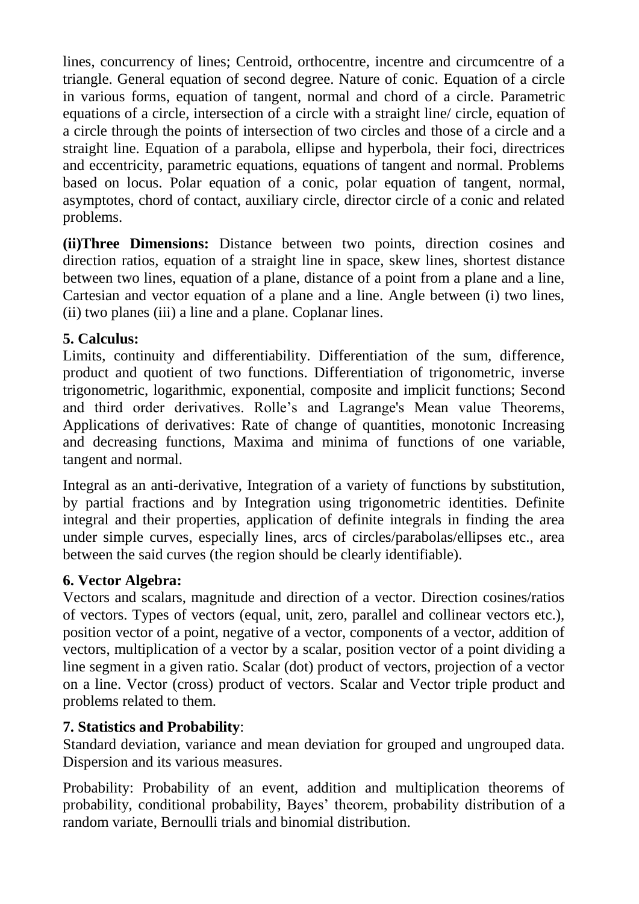lines, concurrency of lines; Centroid, orthocentre, incentre and circumcentre of a triangle. General equation of second degree. Nature of conic. Equation of a circle in various forms, equation of tangent, normal and chord of a circle. Parametric equations of a circle, intersection of a circle with a straight line/ circle, equation of a circle through the points of intersection of two circles and those of a circle and a straight line. Equation of a parabola, ellipse and hyperbola, their foci, directrices and eccentricity, parametric equations, equations of tangent and normal. Problems based on locus. Polar equation of a conic, polar equation of tangent, normal, asymptotes, chord of contact, auxiliary circle, director circle of a conic and related problems.

**(ii)Three Dimensions:** Distance between two points, direction cosines and direction ratios, equation of a straight line in space, skew lines, shortest distance between two lines, equation of a plane, distance of a point from a plane and a line, Cartesian and vector equation of a plane and a line. Angle between (i) two lines, (ii) two planes (iii) a line and a plane. Coplanar lines.

**5. Calculus:**

Limits, continuity and differentiability. Differentiation of the sum, difference, product and quotient of two functions. Differentiation of trigonometric, inverse trigonometric, logarithmic, exponential, composite and implicit functions; Second and third order derivatives. Rolle's and Lagrange's Mean value Theorems, Applications of derivatives: Rate of change of quantities, monotonic Increasing and decreasing functions, Maxima and minima of functions of one variable, tangent and normal.

Integral as an anti-derivative, Integration of a variety of functions by substitution, by partial fractions and by Integration using trigonometric identities. Definite integral and their properties, application of definite integrals in finding the area under simple curves, especially lines, arcs of circles/parabolas/ellipses etc., area between the said curves (the region should be clearly identifiable).

**6. Vector Algebra:**

Vectors and scalars, magnitude and direction of a vector. Direction cosines/ratios of vectors. Types of vectors (equal, unit, zero, parallel and collinear vectors etc.), position vector of a point, negative of a vector, components of a vector, addition of vectors, multiplication of a vector by a scalar, position vector of a point dividing a line segment in a given ratio. Scalar (dot) product of vectors, projection of a vector on a line. Vector (cross) product of vectors. Scalar and Vector triple product and problems related to them.

**7. Statistics and Probability**:

Standard deviation, variance and mean deviation for grouped and ungrouped data. Dispersion and its various measures.

Probability: Probability of an event, addition and multiplication theorems of probability, conditional probability, Bayes' theorem, probability distribution of a random variate, Bernoulli trials and binomial distribution.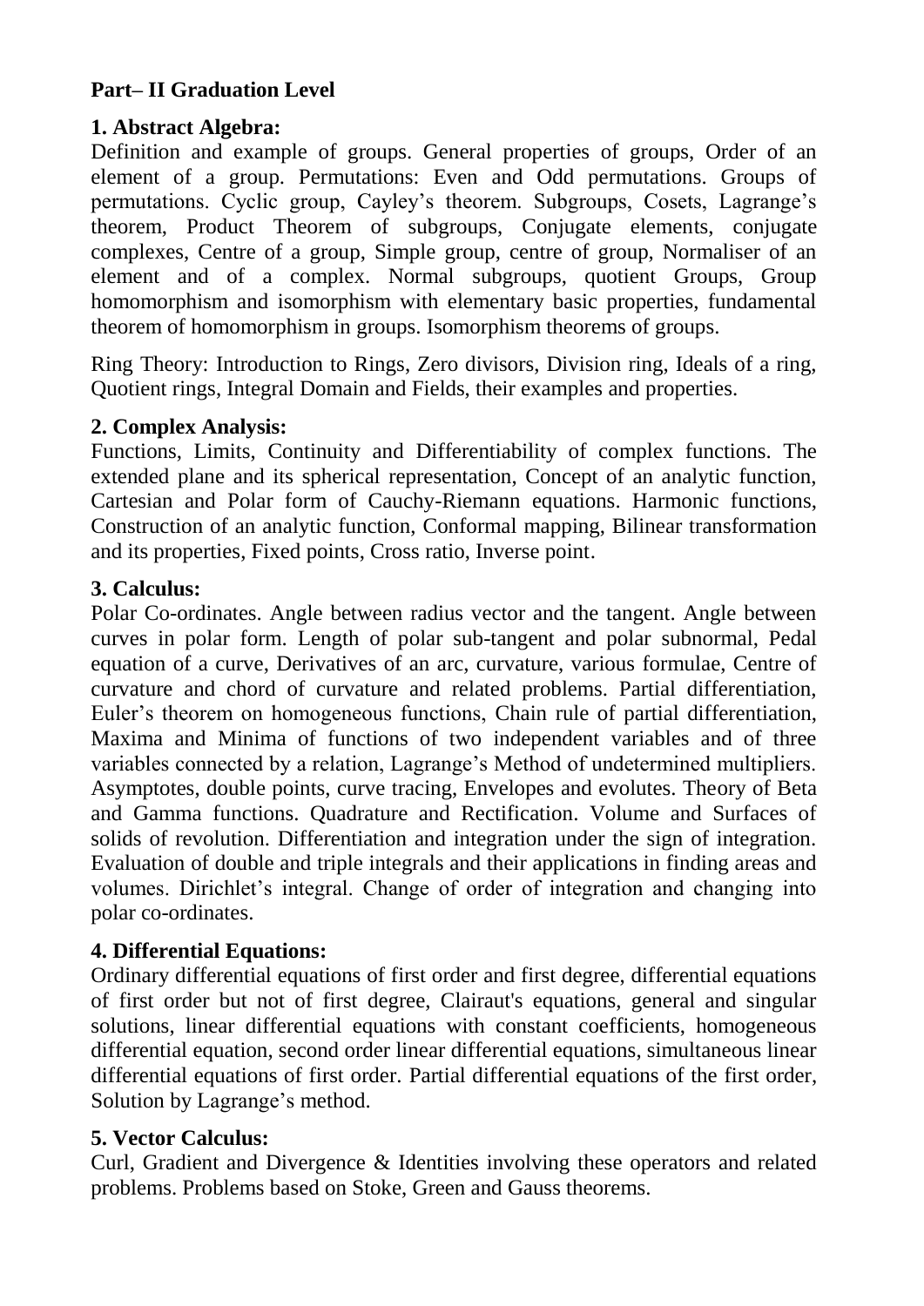**Part– II Graduation Level**

**1. Abstract Algebra:**
Definition and example of groups. General properties of groups, Order of an element of a group. Permutations: Even and Odd permutations. Groups of permutations. Cyclic group, Cayley's theorem. Subgroups, Cosets, Lagrange's theorem, Product Theorem of subgroups, Conjugate elements, conjugate complexes, Centre of a group, Simple group, centre of group, Normaliser of an element and of a complex. Normal subgroups, quotient Groups, Group homomorphism and isomorphism with elementary basic properties, fundamental theorem of homomorphism in groups. Isomorphism theorems of groups.

Ring Theory: Introduction to Rings, Zero divisors, Division ring, Ideals of a ring, Quotient rings, Integral Domain and Fields, their examples and properties.

**2. Complex Analysis:**
Functions, Limits, Continuity and Differentiability of complex functions. The extended plane and its spherical representation, Concept of an analytic function, Cartesian and Polar form of Cauchy-Riemann equations. Harmonic functions, Construction of an analytic function, Conformal mapping, Bilinear transformation and its properties, Fixed points, Cross ratio, Inverse point.

**3. Calculus:**
Polar Co-ordinates. Angle between radius vector and the tangent. Angle between curves in polar form. Length of polar sub-tangent and polar subnormal, Pedal equation of a curve, Derivatives of an arc, curvature, various formulae, Centre of curvature and chord of curvature and related problems. Partial differentiation, Euler's theorem on homogeneous functions, Chain rule of partial differentiation, Maxima and Minima of functions of two independent variables and of three variables connected by a relation, Lagrange's Method of undetermined multipliers. Asymptotes, double points, curve tracing, Envelopes and evolutes. Theory of Beta and Gamma functions. Quadrature and Rectification. Volume and Surfaces of solids of revolution. Differentiation and integration under the sign of integration. Evaluation of double and triple integrals and their applications in finding areas and volumes. Dirichlet's integral. Change of order of integration and changing into polar co-ordinates.

**4. Differential Equations:**
Ordinary differential equations of first order and first degree, differential equations of first order but not of first degree, Clairaut's equations, general and singular solutions, linear differential equations with constant coefficients, homogeneous differential equation, second order linear differential equations, simultaneous linear differential equations of first order. Partial differential equations of the first order, Solution by Lagrange's method.

**5. Vector Calculus:**
Curl, Gradient and Divergence & Identities involving these operators and related problems. Problems based on Stoke, Green and Gauss theorems.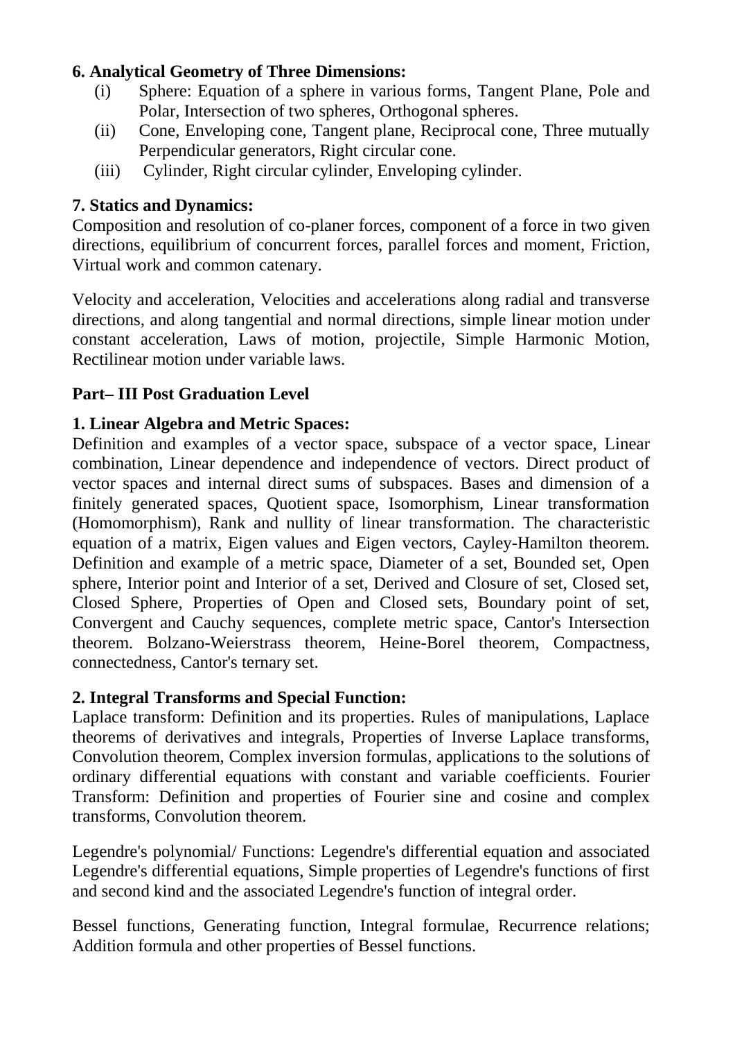**6. Analytical Geometry of Three Dimensions:**

(i) Sphere: Equation of a sphere in various forms, Tangent Plane, Pole and Polar, Intersection of two spheres, Orthogonal spheres.

(ii) Cone, Enveloping cone, Tangent plane, Reciprocal cone, Three mutually Perpendicular generators, Right circular cone.

(iii) Cylinder, Right circular cylinder, Enveloping cylinder.

**7. Statics and Dynamics:**

Composition and resolution of co-planer forces, component of a force in two given directions, equilibrium of concurrent forces, parallel forces and moment, Friction, Virtual work and common catenary.

Velocity and acceleration, Velocities and accelerations along radial and transverse directions, and along tangential and normal directions, simple linear motion under constant acceleration, Laws of motion, projectile, Simple Harmonic Motion, Rectilinear motion under variable laws.

## Part– III Post Graduation Level

**1. Linear Algebra and Metric Spaces:**

Definition and examples of a vector space, subspace of a vector space, Linear combination, Linear dependence and independence of vectors. Direct product of vector spaces and internal direct sums of subspaces. Bases and dimension of a finitely generated spaces, Quotient space, Isomorphism, Linear transformation (Homomorphism), Rank and nullity of linear transformation. The characteristic equation of a matrix, Eigen values and Eigen vectors, Cayley-Hamilton theorem. Definition and example of a metric space, Diameter of a set, Bounded set, Open sphere, Interior point and Interior of a set, Derived and Closure of set, Closed set, Closed Sphere, Properties of Open and Closed sets, Boundary point of set, Convergent and Cauchy sequences, complete metric space, Cantor's Intersection theorem. Bolzano-Weierstrass theorem, Heine-Borel theorem, Compactness, connectedness, Cantor's ternary set.

**2. Integral Transforms and Special Function:**

Laplace transform: Definition and its properties. Rules of manipulations, Laplace theorems of derivatives and integrals, Properties of Inverse Laplace transforms, Convolution theorem, Complex inversion formulas, applications to the solutions of ordinary differential equations with constant and variable coefficients. Fourier Transform: Definition and properties of Fourier sine and cosine and complex transforms, Convolution theorem.

Legendre's polynomial/ Functions: Legendre's differential equation and associated Legendre's differential equations, Simple properties of Legendre's functions of first and second kind and the associated Legendre's function of integral order.

Bessel functions, Generating function, Integral formulae, Recurrence relations; Addition formula and other properties of Bessel functions.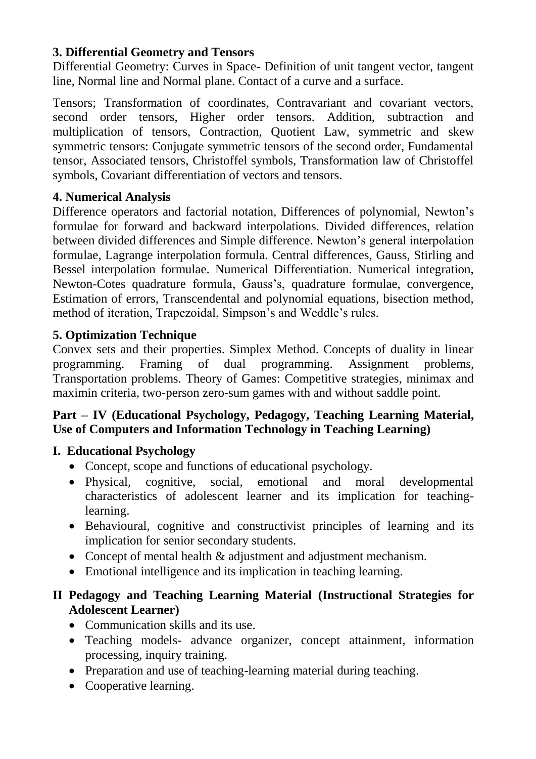### 3. Differential Geometry and Tensors

Differential Geometry: Curves in Space- Definition of unit tangent vector, tangent line, Normal line and Normal plane. Contact of a curve and a surface.

Tensors; Transformation of coordinates, Contravariant and covariant vectors, second order tensors, Higher order tensors. Addition, subtraction and multiplication of tensors, Contraction, Quotient Law, symmetric and skew symmetric tensors: Conjugate symmetric tensors of the second order, Fundamental tensor, Associated tensors, Christoffel symbols, Transformation law of Christoffel symbols, Covariant differentiation of vectors and tensors.

### 4. Numerical Analysis

Difference operators and factorial notation, Differences of polynomial, Newton's formulae for forward and backward interpolations. Divided differences, relation between divided differences and Simple difference. Newton's general interpolation formulae, Lagrange interpolation formula. Central differences, Gauss, Stirling and Bessel interpolation formulae. Numerical Differentiation. Numerical integration, Newton-Cotes quadrature formula, Gauss's, quadrature formulae, convergence, Estimation of errors, Transcendental and polynomial equations, bisection method, method of iteration, Trapezoidal, Simpson's and Weddle's rules.

### 5. Optimization Technique

Convex sets and their properties. Simplex Method. Concepts of duality in linear programming. Framing of dual programming. Assignment problems, Transportation problems. Theory of Games: Competitive strategies, minimax and maximin criteria, two-person zero-sum games with and without saddle point.

## Part – IV (Educational Psychology, Pedagogy, Teaching Learning Material, Use of Computers and Information Technology in Teaching Learning)

### I. Educational Psychology

- Concept, scope and functions of educational psychology.
- Physical, cognitive, social, emotional and moral developmental characteristics of adolescent learner and its implication for teaching-learning.
- Behavioural, cognitive and constructivist principles of learning and its implication for senior secondary students.
- Concept of mental health & adjustment and adjustment mechanism.
- Emotional intelligence and its implication in teaching learning.

### II Pedagogy and Teaching Learning Material (Instructional Strategies for Adolescent Learner)

- Communication skills and its use.
- Teaching models- advance organizer, concept attainment, information processing, inquiry training.
- Preparation and use of teaching-learning material during teaching.
- Cooperative learning.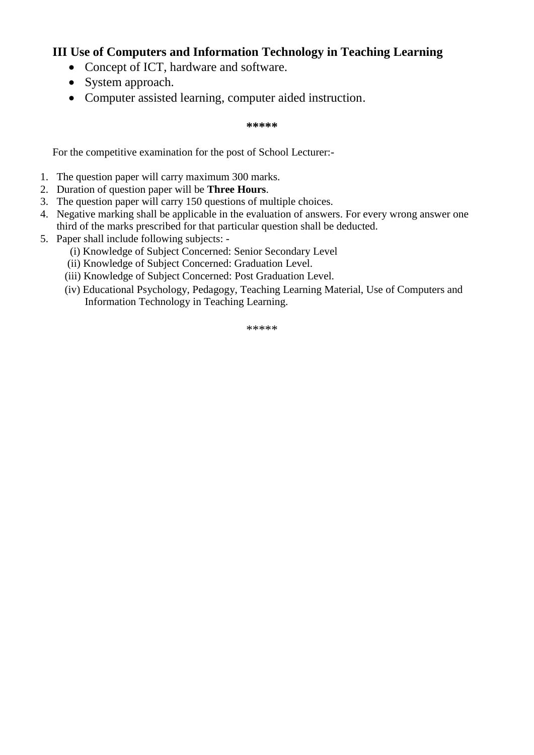### III Use of Computers and Information Technology in Teaching Learning

- Concept of ICT, hardware and software.
- System approach.
- Computer assisted learning, computer aided instruction.

**\*\*\*\*\***

For the competitive examination for the post of School Lecturer:-

1. The question paper will carry maximum 300 marks.
2. Duration of question paper will be **Three Hours**.
3. The question paper will carry 150 questions of multiple choices.
4. Negative marking shall be applicable in the evaluation of answers. For every wrong answer one third of the marks prescribed for that particular question shall be deducted.
5. Paper shall include following subjects: -
   (i) Knowledge of Subject Concerned: Senior Secondary Level
   (ii) Knowledge of Subject Concerned: Graduation Level.
   (iii) Knowledge of Subject Concerned: Post Graduation Level.
   (iv) Educational Psychology, Pedagogy, Teaching Learning Material, Use of Computers and Information Technology in Teaching Learning.

\*\*\*\*\*